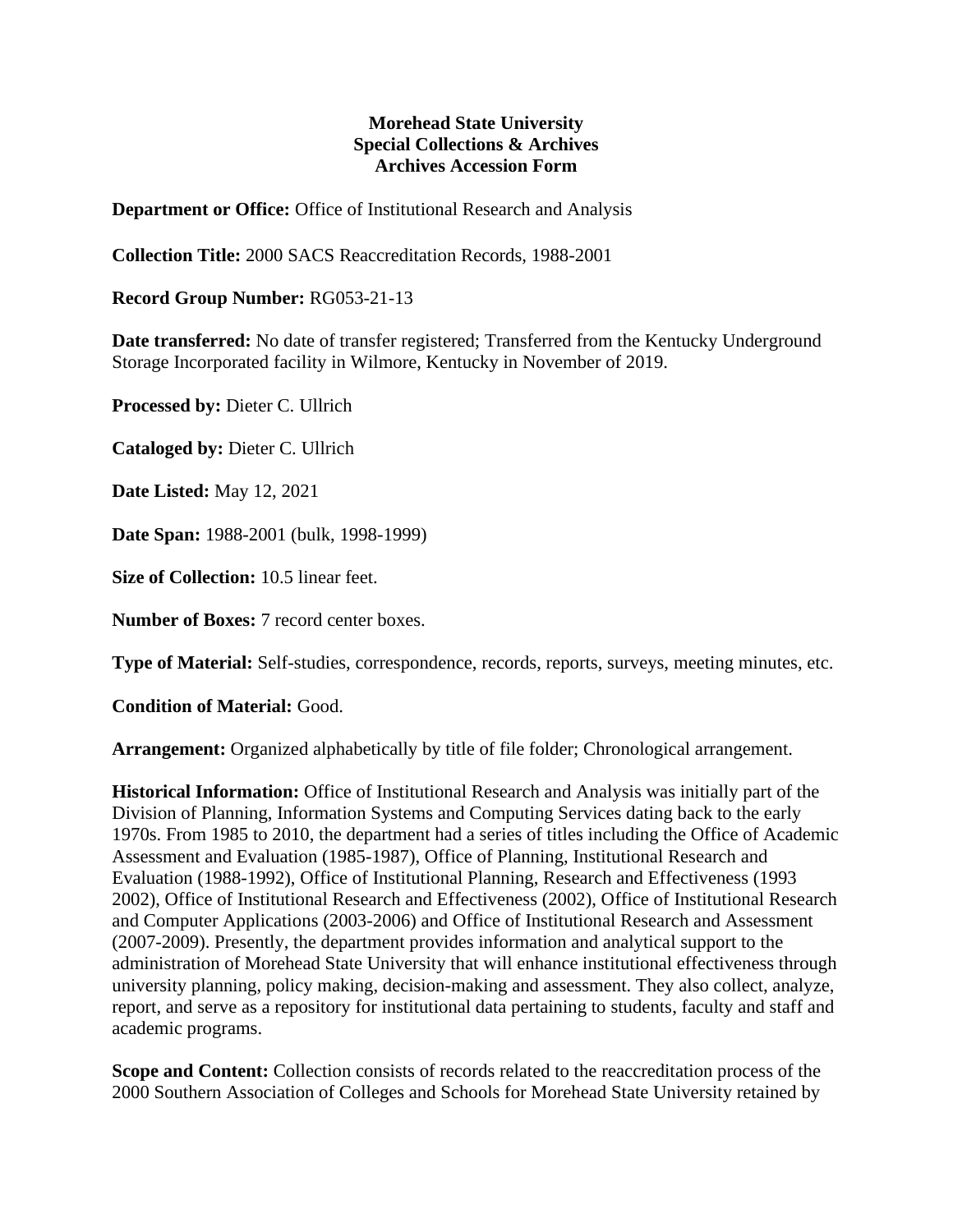**Morehead State University**
**Special Collections & Archives**
**Archives Accession Form**

**Department or Office:** Office of Institutional Research and Analysis

**Collection Title:** 2000 SACS Reaccreditation Records, 1988-2001

**Record Group Number:** RG053-21-13

**Date transferred:** No date of transfer registered; Transferred from the Kentucky Underground Storage Incorporated facility in Wilmore, Kentucky in November of 2019.

**Processed by:** Dieter C. Ullrich

**Cataloged by:** Dieter C. Ullrich

**Date Listed:** May 12, 2021

**Date Span:** 1988-2001 (bulk, 1998-1999)

**Size of Collection:** 10.5 linear feet.

**Number of Boxes:** 7 record center boxes.

**Type of Material:** Self-studies, correspondence, records, reports, surveys, meeting minutes, etc.

**Condition of Material:** Good.

**Arrangement:** Organized alphabetically by title of file folder; Chronological arrangement.

**Historical Information:** Office of Institutional Research and Analysis was initially part of the Division of Planning, Information Systems and Computing Services dating back to the early 1970s. From 1985 to 2010, the department had a series of titles including the Office of Academic Assessment and Evaluation (1985-1987), Office of Planning, Institutional Research and Evaluation (1988-1992), Office of Institutional Planning, Research and Effectiveness (1993 2002), Office of Institutional Research and Effectiveness (2002), Office of Institutional Research and Computer Applications (2003-2006) and Office of Institutional Research and Assessment (2007-2009). Presently, the department provides information and analytical support to the administration of Morehead State University that will enhance institutional effectiveness through university planning, policy making, decision-making and assessment. They also collect, analyze, report, and serve as a repository for institutional data pertaining to students, faculty and staff and academic programs.

**Scope and Content:** Collection consists of records related to the reaccreditation process of the 2000 Southern Association of Colleges and Schools for Morehead State University retained by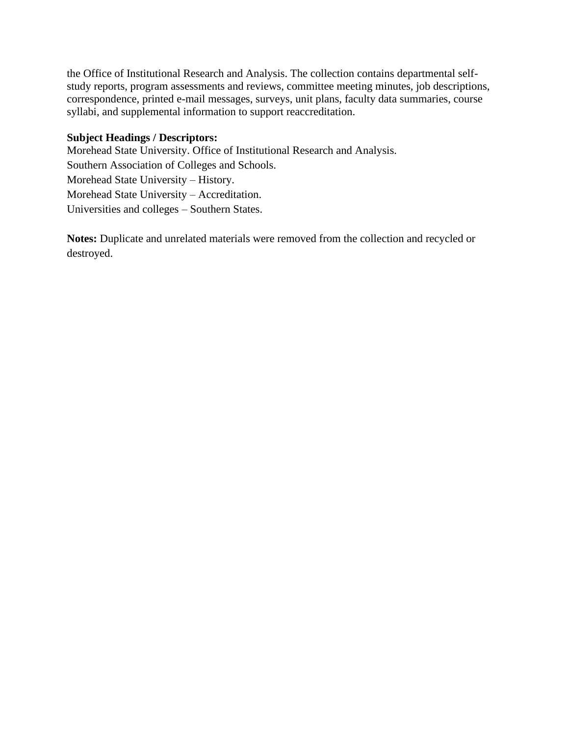the Office of Institutional Research and Analysis. The collection contains departmental self-study reports, program assessments and reviews, committee meeting minutes, job descriptions, correspondence, printed e-mail messages, surveys, unit plans, faculty data summaries, course syllabi, and supplemental information to support reaccreditation.

**Subject Headings / Descriptors:**
Morehead State University. Office of Institutional Research and Analysis.
Southern Association of Colleges and Schools.
Morehead State University – History.
Morehead State University – Accreditation.
Universities and colleges – Southern States.

**Notes:** Duplicate and unrelated materials were removed from the collection and recycled or destroyed.